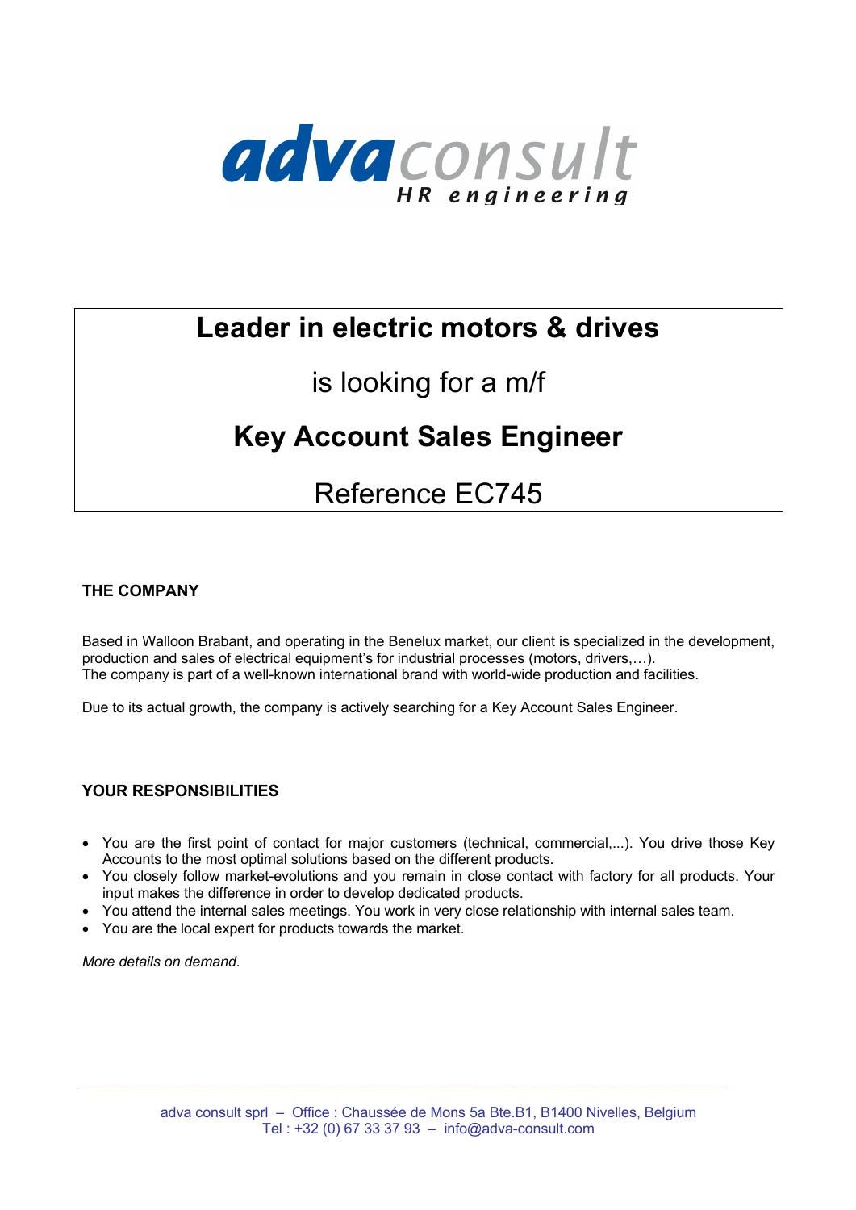adva consult
HR engineering

# Leader in electric motors & drives

is looking for a m/f

## Key Account Sales Engineer

Reference EC745

**THE COMPANY**

Based in Walloon Brabant, and operating in the Benelux market, our client is specialized in the development, production and sales of electrical equipment's for industrial processes (motors, drivers,…).
The company is part of a well-known international brand with world-wide production and facilities.

Due to its actual growth, the company is actively searching for a Key Account Sales Engineer.

**YOUR RESPONSIBILITIES**

- You are the first point of contact for major customers (technical, commercial,...). You drive those Key Accounts to the most optimal solutions based on the different products.
- You closely follow market-evolutions and you remain in close contact with factory for all products. Your input makes the difference in order to develop dedicated products.
- You attend the internal sales meetings. You work in very close relationship with internal sales team.
- You are the local expert for products towards the market.

*More details on demand.*

adva consult sprl – Office : Chaussée de Mons 5a Bte.B1, B1400 Nivelles, Belgium
Tel : +32 (0) 67 33 37 93 – info@adva-consult.com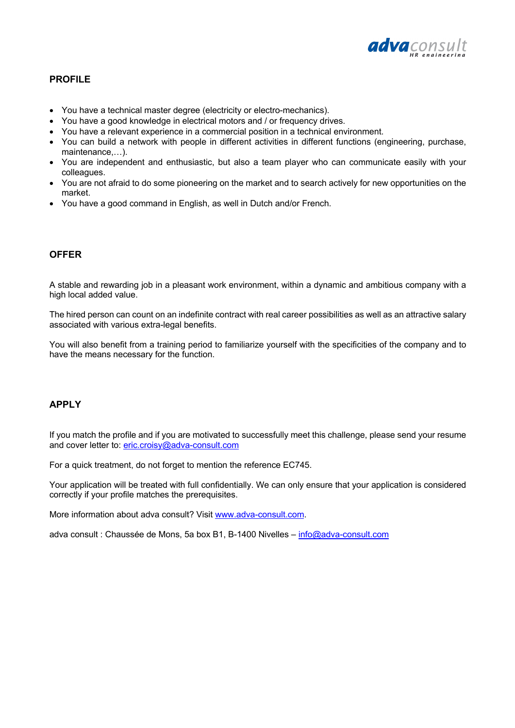## PROFILE

- You have a technical master degree (electricity or electro-mechanics).
- You have a good knowledge in electrical motors and / or frequency drives.
- You have a relevant experience in a commercial position in a technical environment.
- You can build a network with people in different activities in different functions (engineering, purchase, maintenance,…).
- You are independent and enthusiastic, but also a team player who can communicate easily with your colleagues.
- You are not afraid to do some pioneering on the market and to search actively for new opportunities on the market.
- You have a good command in English, as well in Dutch and/or French.

## OFFER

A stable and rewarding job in a pleasant work environment, within a dynamic and ambitious company with a high local added value.

The hired person can count on an indefinite contract with real career possibilities as well as an attractive salary associated with various extra-legal benefits.

You will also benefit from a training period to familiarize yourself with the specificities of the company and to have the means necessary for the function.

## APPLY

If you match the profile and if you are motivated to successfully meet this challenge, please send your resume and cover letter to: eric.croisy@adva-consult.com

For a quick treatment, do not forget to mention the reference EC745.

Your application will be treated with full confidentially. We can only ensure that your application is considered correctly if your profile matches the prerequisites.

More information about adva consult? Visit www.adva-consult.com.

adva consult : Chaussée de Mons, 5a box B1, B-1400 Nivelles – info@adva-consult.com